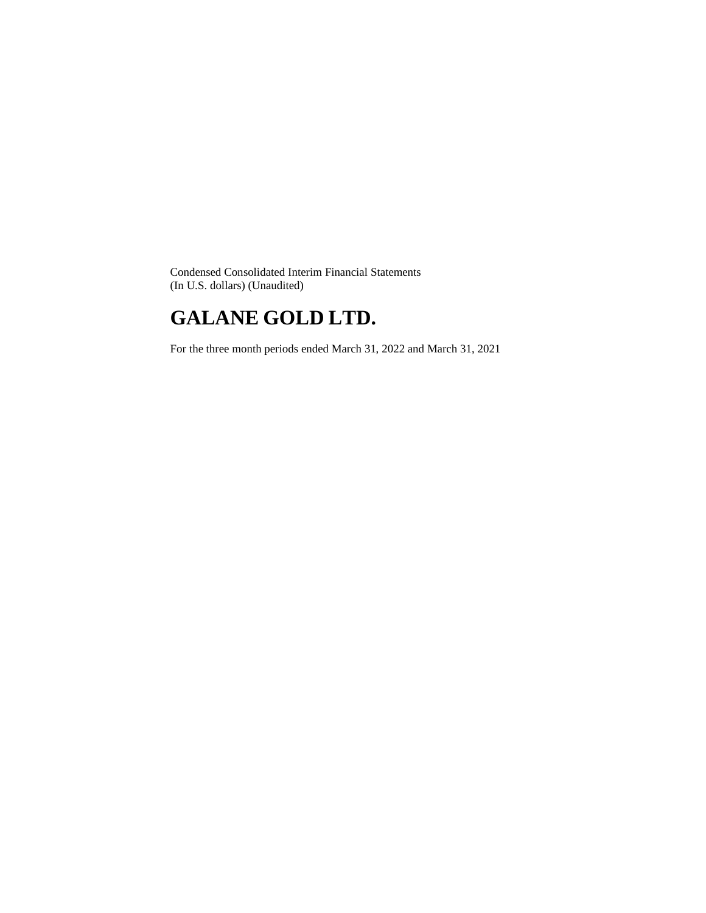Condensed Consolidated Interim Financial Statements
(In U.S. dollars) (Unaudited)

# GALANE GOLD LTD.

For the three month periods ended March 31, 2022 and March 31, 2021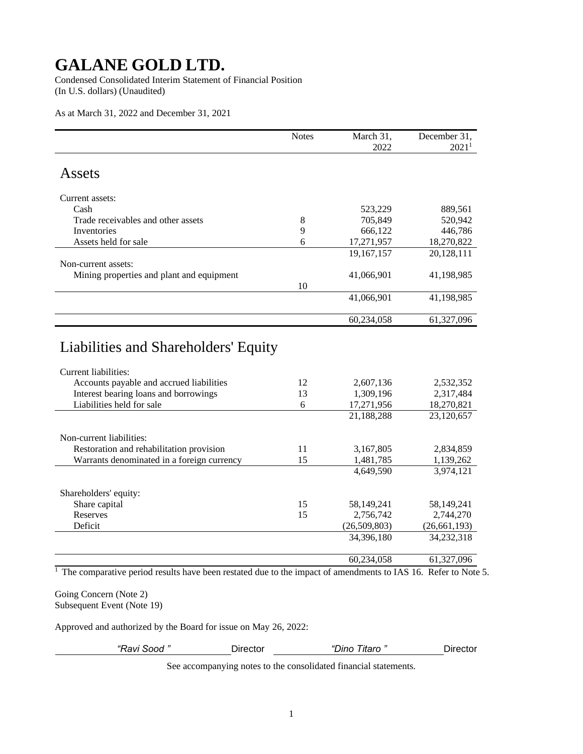# GALANE GOLD LTD.

Condensed Consolidated Interim Statement of Financial Position
(In U.S. dollars) (Unaudited)

As at March 31, 2022 and December 31, 2021

| | Notes | March 31, 2022 | December 31, 2021[1] |
|---|---|---|---|
| **Assets** | | | |
| Current assets: | | | |
| Cash | | 523,229 | 889,561 |
| Trade receivables and other assets | 8 | 705,849 | 520,942 |
| Inventories | 9 | 666,122 | 446,786 |
| Assets held for sale | 6 | 17,271,957 | 18,270,822 |
| | | 19,167,157 | 20,128,111 |
| Non-current assets: | | | |
| Mining properties and plant and equipment | 10 | 41,066,901 | 41,198,985 |
| | | 41,066,901 | 41,198,985 |
| | | 60,234,058 | 61,327,096 |
| **Liabilities and Shareholders' Equity** | | | |
| Current liabilities: | | | |
| Accounts payable and accrued liabilities | 12 | 2,607,136 | 2,532,352 |
| Interest bearing loans and borrowings | 13 | 1,309,196 | 2,317,484 |
| Liabilities held for sale | 6 | 17,271,956 | 18,270,821 |
| | | 21,188,288 | 23,120,657 |
| Non-current liabilities: | | | |
| Restoration and rehabilitation provision | 11 | 3,167,805 | 2,834,859 |
| Warrants denominated in a foreign currency | 15 | 1,481,785 | 1,139,262 |
| | | 4,649,590 | 3,974,121 |
| Shareholders' equity: | | | |
| Share capital | 15 | 58,149,241 | 58,149,241 |
| Reserves | 15 | 2,756,742 | 2,744,270 |
| Deficit | | (26,509,803) | (26,661,193) |
| | | 34,396,180 | 34,232,318 |
| | | 60,234,058 | 61,327,096 |

[1] The comparative period results have been restated due to the impact of amendments to IAS 16. Refer to Note 5.

Going Concern (Note 2)
Subsequent Event (Note 19)

Approved and authorized by the Board for issue on May 26, 2022:

*"Ravi Sood"* Director *"Dino Titaro"* Director

See accompanying notes to the consolidated financial statements.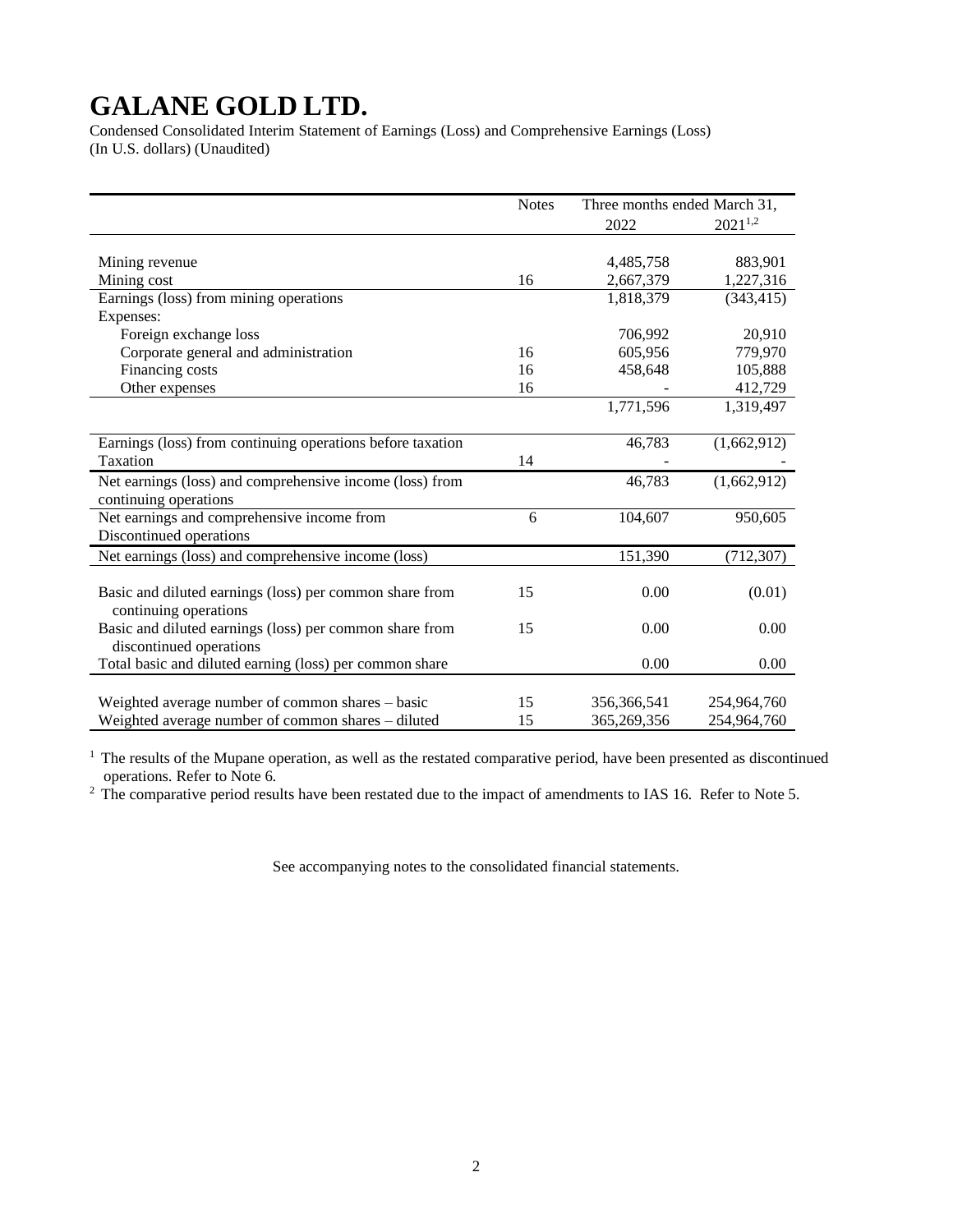# GALANE GOLD LTD.

Condensed Consolidated Interim Statement of Earnings (Loss) and Comprehensive Earnings (Loss)
(In U.S. dollars) (Unaudited)

| | Notes | Three months ended March 31, | |
|---|---|---|---|
| | | 2022 | 2021[1,2] |
| Mining revenue | | 4,485,758 | 883,901 |
| Mining cost | 16 | 2,667,379 | 1,227,316 |
| Earnings (loss) from mining operations | | 1,818,379 | (343,415) |
| Expenses: | | | |
| Foreign exchange loss | | 706,992 | 20,910 |
| Corporate general and administration | 16 | 605,956 | 779,970 |
| Financing costs | 16 | 458,648 | 105,888 |
| Other expenses | 16 | - | 412,729 |
| | | 1,771,596 | 1,319,497 |
| Earnings (loss) from continuing operations before taxation | | 46,783 | (1,662,912) |
| Taxation | 14 | - | - |
| Net earnings (loss) and comprehensive income (loss) from continuing operations | | 46,783 | (1,662,912) |
| Net earnings and comprehensive income from Discontinued operations | 6 | 104,607 | 950,605 |
| Net earnings (loss) and comprehensive income (loss) | | 151,390 | (712,307) |
| Basic and diluted earnings (loss) per common share from continuing operations | 15 | 0.00 | (0.01) |
| Basic and diluted earnings (loss) per common share from discontinued operations | 15 | 0.00 | 0.00 |
| Total basic and diluted earning (loss) per common share | | 0.00 | 0.00 |
| Weighted average number of common shares – basic | 15 | 356,366,541 | 254,964,760 |
| Weighted average number of common shares – diluted | 15 | 365,269,356 | 254,964,760 |

[1] The results of the Mupane operation, as well as the restated comparative period, have been presented as discontinued operations. Refer to Note 6.

[2] The comparative period results have been restated due to the impact of amendments to IAS 16. Refer to Note 5.

See accompanying notes to the consolidated financial statements.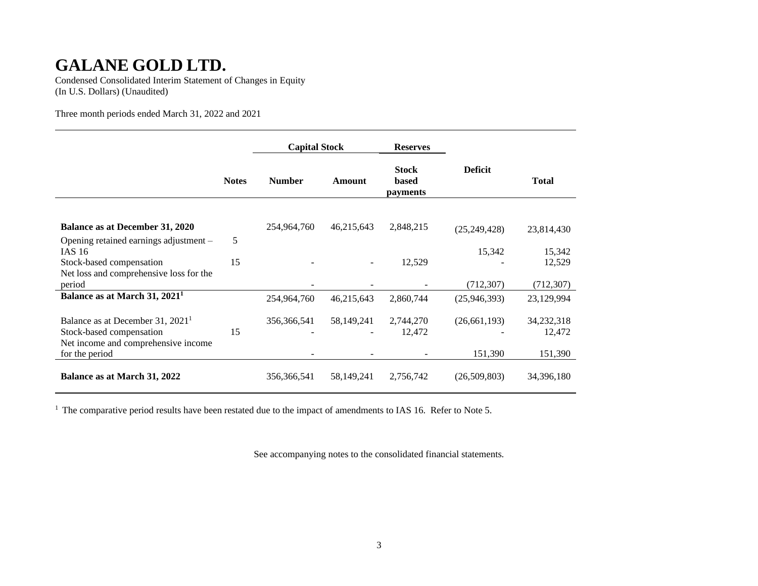# GALANE GOLD LTD.

Condensed Consolidated Interim Statement of Changes in Equity
(In U.S. Dollars) (Unaudited)

Three month periods ended March 31, 2022 and 2021

| | | Capital Stock | | Reserves | | |
|---|---|---|---|---|---|---|
| | Notes | Number | Amount | Stock based payments | Deficit | Total |
| **Balance as at December 31, 2020** | | 254,964,760 | 46,215,643 | 2,848,215 | (25,249,428) | 23,814,430 |
| Opening retained earnings adjustment – IAS 16 | 5 | | | | 15,342 | 15,342 |
| Stock-based compensation | 15 | - | - | 12,529 | - | 12,529 |
| Net loss and comprehensive loss for the period | | - | - | - | (712,307) | (712,307) |
| **Balance as at March 31, 2021[1]** | | 254,964,760 | 46,215,643 | 2,860,744 | (25,946,393) | 23,129,994 |
| Balance as at December 31, 2021[1] | | 356,366,541 | 58,149,241 | 2,744,270 | (26,661,193) | 34,232,318 |
| Stock-based compensation | 15 | - | - | 12,472 | - | 12,472 |
| Net income and comprehensive income for the period | | - | - | - | 151,390 | 151,390 |
| **Balance as at March 31, 2022** | | 356,366,541 | 58,149,241 | 2,756,742 | (26,509,803) | 34,396,180 |

[1] The comparative period results have been restated due to the impact of amendments to IAS 16. Refer to Note 5.

See accompanying notes to the consolidated financial statements.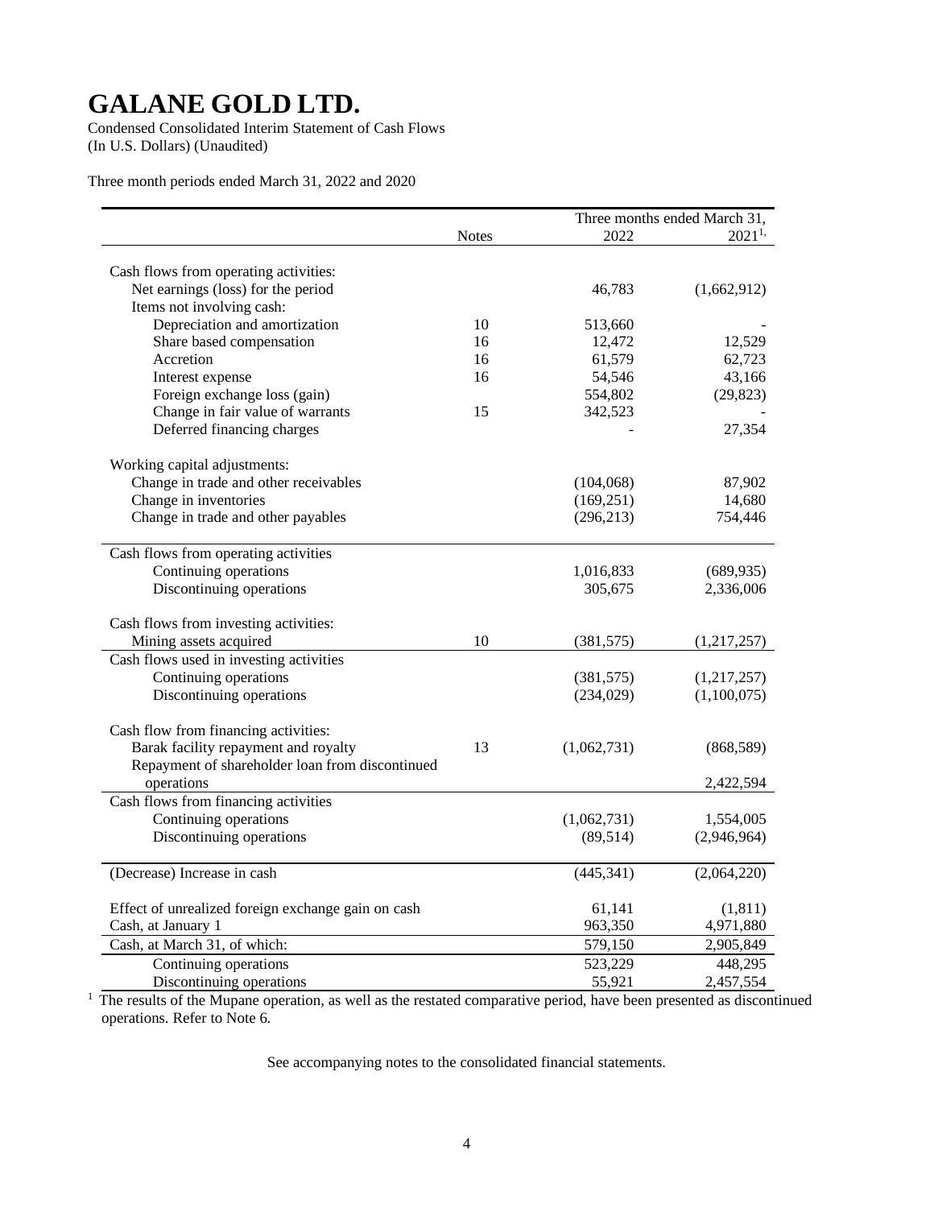# GALANE GOLD LTD.

Condensed Consolidated Interim Statement of Cash Flows
(In U.S. Dollars) (Unaudited)

Three month periods ended March 31, 2022 and 2020

| | Notes | Three months ended March 31, 2022 | 2021[1,] |
|---|---|---|---|
| Cash flows from operating activities: | | | |
| Net earnings (loss) for the period | | 46,783 | (1,662,912) |
| Items not involving cash: | | | |
| Depreciation and amortization | 10 | 513,660 | - |
| Share based compensation | 16 | 12,472 | 12,529 |
| Accretion | 16 | 61,579 | 62,723 |
| Interest expense | 16 | 54,546 | 43,166 |
| Foreign exchange loss (gain) | | 554,802 | (29,823) |
| Change in fair value of warrants | 15 | 342,523 | - |
| Deferred financing charges | | - | 27,354 |
| Working capital adjustments: | | | |
| Change in trade and other receivables | | (104,068) | 87,902 |
| Change in inventories | | (169,251) | 14,680 |
| Change in trade and other payables | | (296,213) | 754,446 |
| Cash flows from operating activities | | | |
| Continuing operations | | 1,016,833 | (689,935) |
| Discontinuing operations | | 305,675 | 2,336,006 |
| Cash flows from investing activities: | | | |
| Mining assets acquired | 10 | (381,575) | (1,217,257) |
| Cash flows used in investing activities | | | |
| Continuing operations | | (381,575) | (1,217,257) |
| Discontinuing operations | | (234,029) | (1,100,075) |
| Cash flow from financing activities: | | | |
| Barak facility repayment and royalty | 13 | (1,062,731) | (868,589) |
| Repayment of shareholder loan from discontinued operations | | | 2,422,594 |
| Cash flows from financing activities | | | |
| Continuing operations | | (1,062,731) | 1,554,005 |
| Discontinuing operations | | (89,514) | (2,946,964) |
| (Decrease) Increase in cash | | (445,341) | (2,064,220) |
| Effect of unrealized foreign exchange gain on cash | | 61,141 | (1,811) |
| Cash, at January 1 | | 963,350 | 4,971,880 |
| Cash, at March 31, of which: | | 579,150 | 2,905,849 |
| Continuing operations | | 523,229 | 448,295 |
| Discontinuing operations | | 55,921 | 2,457,554 |

[1] The results of the Mupane operation, as well as the restated comparative period, have been presented as discontinued operations. Refer to Note 6.

See accompanying notes to the consolidated financial statements.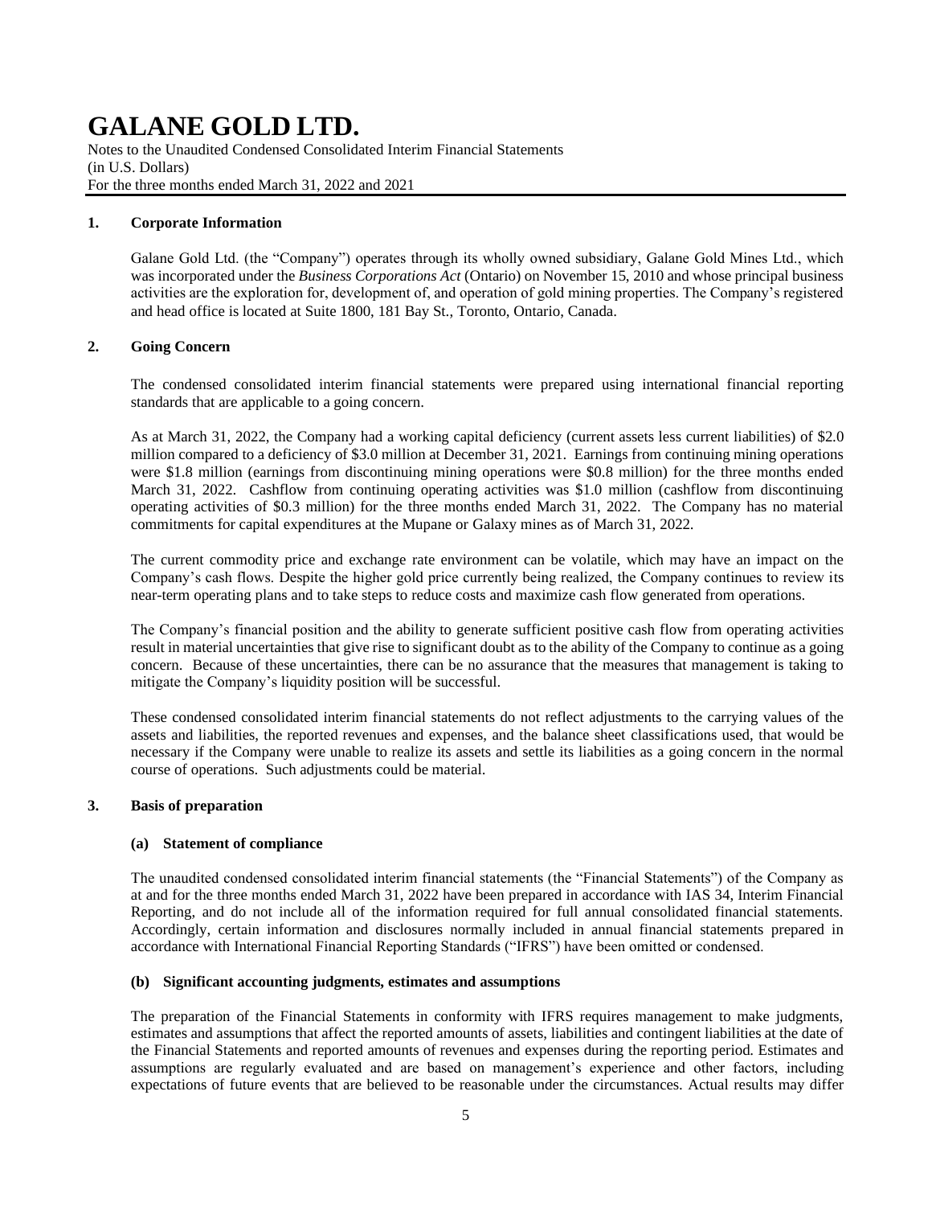# GALANE GOLD LTD.

Notes to the Unaudited Condensed Consolidated Interim Financial Statements
(in U.S. Dollars)
For the three months ended March 31, 2022 and 2021

## 1. Corporate Information

Galane Gold Ltd. (the "Company") operates through its wholly owned subsidiary, Galane Gold Mines Ltd., which was incorporated under the *Business Corporations Act* (Ontario) on November 15, 2010 and whose principal business activities are the exploration for, development of, and operation of gold mining properties. The Company's registered and head office is located at Suite 1800, 181 Bay St., Toronto, Ontario, Canada.

## 2. Going Concern

The condensed consolidated interim financial statements were prepared using international financial reporting standards that are applicable to a going concern.

As at March 31, 2022, the Company had a working capital deficiency (current assets less current liabilities) of \$2.0 million compared to a deficiency of \$3.0 million at December 31, 2021. Earnings from continuing mining operations were \$1.8 million (earnings from discontinuing mining operations were \$0.8 million) for the three months ended March 31, 2022. Cashflow from continuing operating activities was \$1.0 million (cashflow from discontinuing operating activities of \$0.3 million) for the three months ended March 31, 2022. The Company has no material commitments for capital expenditures at the Mupane or Galaxy mines as of March 31, 2022.

The current commodity price and exchange rate environment can be volatile, which may have an impact on the Company's cash flows. Despite the higher gold price currently being realized, the Company continues to review its near-term operating plans and to take steps to reduce costs and maximize cash flow generated from operations.

The Company's financial position and the ability to generate sufficient positive cash flow from operating activities result in material uncertainties that give rise to significant doubt as to the ability of the Company to continue as a going concern. Because of these uncertainties, there can be no assurance that the measures that management is taking to mitigate the Company's liquidity position will be successful.

These condensed consolidated interim financial statements do not reflect adjustments to the carrying values of the assets and liabilities, the reported revenues and expenses, and the balance sheet classifications used, that would be necessary if the Company were unable to realize its assets and settle its liabilities as a going concern in the normal course of operations. Such adjustments could be material.

## 3. Basis of preparation

### (a) Statement of compliance

The unaudited condensed consolidated interim financial statements (the "Financial Statements") of the Company as at and for the three months ended March 31, 2022 have been prepared in accordance with IAS 34, Interim Financial Reporting, and do not include all of the information required for full annual consolidated financial statements. Accordingly, certain information and disclosures normally included in annual financial statements prepared in accordance with International Financial Reporting Standards ("IFRS") have been omitted or condensed.

### (b) Significant accounting judgments, estimates and assumptions

The preparation of the Financial Statements in conformity with IFRS requires management to make judgments, estimates and assumptions that affect the reported amounts of assets, liabilities and contingent liabilities at the date of the Financial Statements and reported amounts of revenues and expenses during the reporting period. Estimates and assumptions are regularly evaluated and are based on management's experience and other factors, including expectations of future events that are believed to be reasonable under the circumstances. Actual results may differ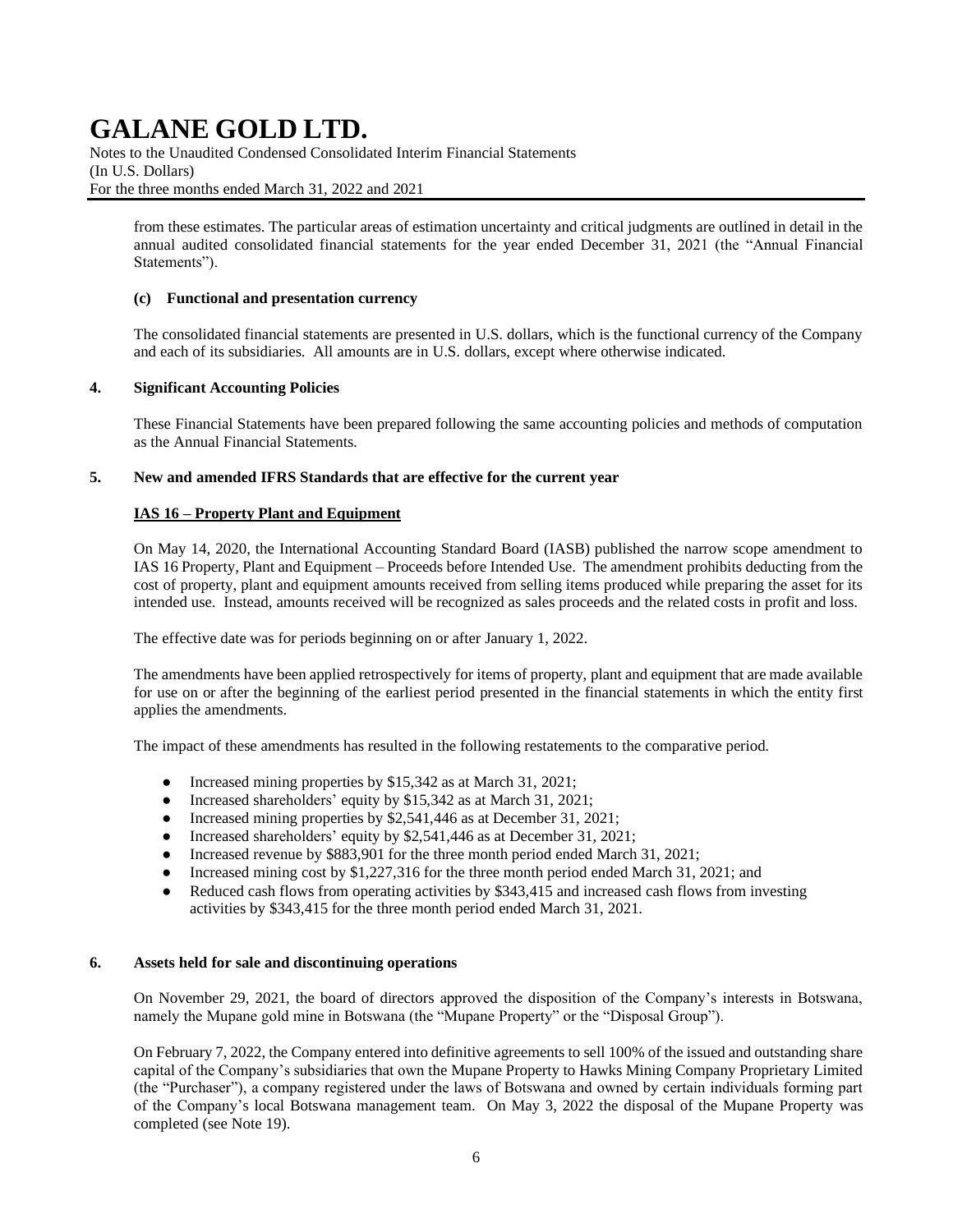from these estimates. The particular areas of estimation uncertainty and critical judgments are outlined in detail in the annual audited consolidated financial statements for the year ended December 31, 2021 (the "Annual Financial Statements").

**(c) Functional and presentation currency**

The consolidated financial statements are presented in U.S. dollars, which is the functional currency of the Company and each of its subsidiaries. All amounts are in U.S. dollars, except where otherwise indicated.

## 4. Significant Accounting Policies

These Financial Statements have been prepared following the same accounting policies and methods of computation as the Annual Financial Statements.

## 5. New and amended IFRS Standards that are effective for the current year

**IAS 16 – Property Plant and Equipment**

On May 14, 2020, the International Accounting Standard Board (IASB) published the narrow scope amendment to IAS 16 Property, Plant and Equipment – Proceeds before Intended Use. The amendment prohibits deducting from the cost of property, plant and equipment amounts received from selling items produced while preparing the asset for its intended use. Instead, amounts received will be recognized as sales proceeds and the related costs in profit and loss.

The effective date was for periods beginning on or after January 1, 2022.

The amendments have been applied retrospectively for items of property, plant and equipment that are made available for use on or after the beginning of the earliest period presented in the financial statements in which the entity first applies the amendments.

The impact of these amendments has resulted in the following restatements to the comparative period.

- Increased mining properties by $15,342 as at March 31, 2021;
- Increased shareholders' equity by $15,342 as at March 31, 2021;
- Increased mining properties by $2,541,446 as at December 31, 2021;
- Increased shareholders' equity by $2,541,446 as at December 31, 2021;
- Increased revenue by $883,901 for the three month period ended March 31, 2021;
- Increased mining cost by $1,227,316 for the three month period ended March 31, 2021; and
- Reduced cash flows from operating activities by $343,415 and increased cash flows from investing activities by $343,415 for the three month period ended March 31, 2021.

## 6. Assets held for sale and discontinuing operations

On November 29, 2021, the board of directors approved the disposition of the Company's interests in Botswana, namely the Mupane gold mine in Botswana (the "Mupane Property" or the "Disposal Group").

On February 7, 2022, the Company entered into definitive agreements to sell 100% of the issued and outstanding share capital of the Company's subsidiaries that own the Mupane Property to Hawks Mining Company Proprietary Limited (the "Purchaser"), a company registered under the laws of Botswana and owned by certain individuals forming part of the Company's local Botswana management team. On May 3, 2022 the disposal of the Mupane Property was completed (see Note 19).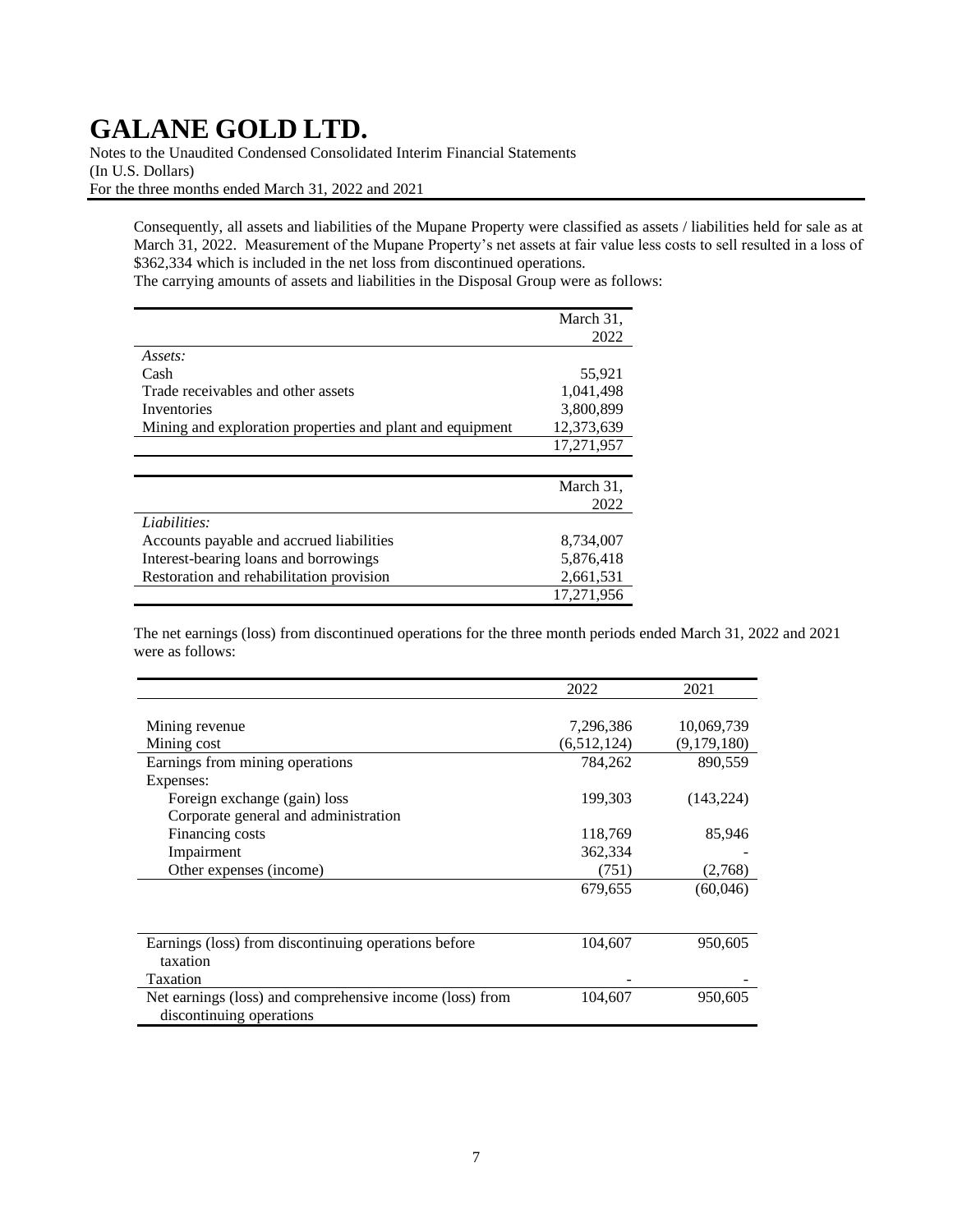Consequently, all assets and liabilities of the Mupane Property were classified as assets / liabilities held for sale as at March 31, 2022. Measurement of the Mupane Property's net assets at fair value less costs to sell resulted in a loss of $362,334 which is included in the net loss from discontinued operations.
The carrying amounts of assets and liabilities in the Disposal Group were as follows:

| | March 31, 2022 |
|---|---|
| *Assets:* | |
| Cash | 55,921 |
| Trade receivables and other assets | 1,041,498 |
| Inventories | 3,800,899 |
| Mining and exploration properties and plant and equipment | 12,373,639 |
| | 17,271,957 |

| | March 31, 2022 |
|---|---|
| *Liabilities:* | |
| Accounts payable and accrued liabilities | 8,734,007 |
| Interest-bearing loans and borrowings | 5,876,418 |
| Restoration and rehabilitation provision | 2,661,531 |
| | 17,271,956 |

The net earnings (loss) from discontinued operations for the three month periods ended March 31, 2022 and 2021 were as follows:

| | 2022 | 2021 |
|---|---|---|
| Mining revenue | 7,296,386 | 10,069,739 |
| Mining cost | (6,512,124) | (9,179,180) |
| Earnings from mining operations | 784,262 | 890,559 |
| Expenses: | | |
| Foreign exchange (gain) loss | 199,303 | (143,224) |
| Corporate general and administration | | |
| Financing costs | 118,769 | 85,946 |
| Impairment | 362,334 | - |
| Other expenses (income) | (751) | (2,768) |
| | 679,655 | (60,046) |
| Earnings (loss) from discontinuing operations before taxation | 104,607 | 950,605 |
| Taxation | - | - |
| Net earnings (loss) and comprehensive income (loss) from discontinuing operations | 104,607 | 950,605 |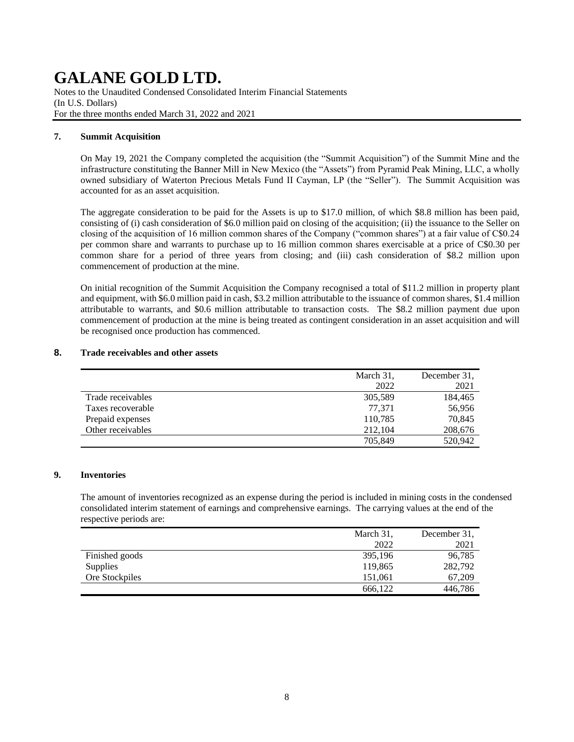## 7. Summit Acquisition

On May 19, 2021 the Company completed the acquisition (the "Summit Acquisition") of the Summit Mine and the infrastructure constituting the Banner Mill in New Mexico (the "Assets") from Pyramid Peak Mining, LLC, a wholly owned subsidiary of Waterton Precious Metals Fund II Cayman, LP (the "Seller"). The Summit Acquisition was accounted for as an asset acquisition.

The aggregate consideration to be paid for the Assets is up to $17.0 million, of which $8.8 million has been paid, consisting of (i) cash consideration of $6.0 million paid on closing of the acquisition; (ii) the issuance to the Seller on closing of the acquisition of 16 million common shares of the Company ("common shares") at a fair value of C$0.24 per common share and warrants to purchase up to 16 million common shares exercisable at a price of C$0.30 per common share for a period of three years from closing; and (iii) cash consideration of $8.2 million upon commencement of production at the mine.

On initial recognition of the Summit Acquisition the Company recognised a total of $11.2 million in property plant and equipment, with $6.0 million paid in cash, $3.2 million attributable to the issuance of common shares, $1.4 million attributable to warrants, and $0.6 million attributable to transaction costs. The $8.2 million payment due upon commencement of production at the mine is being treated as contingent consideration in an asset acquisition and will be recognised once production has commenced.

## 8. Trade receivables and other assets

| | March 31, 2022 | December 31, 2021 |
|---|---|---|
| Trade receivables | 305,589 | 184,465 |
| Taxes recoverable | 77,371 | 56,956 |
| Prepaid expenses | 110,785 | 70,845 |
| Other receivables | 212,104 | 208,676 |
| | 705,849 | 520,942 |

## 9. Inventories

The amount of inventories recognized as an expense during the period is included in mining costs in the condensed consolidated interim statement of earnings and comprehensive earnings. The carrying values at the end of the respective periods are:

| | March 31, 2022 | December 31, 2021 |
|---|---|---|
| Finished goods | 395,196 | 96,785 |
| Supplies | 119,865 | 282,792 |
| Ore Stockpiles | 151,061 | 67,209 |
| | 666,122 | 446,786 |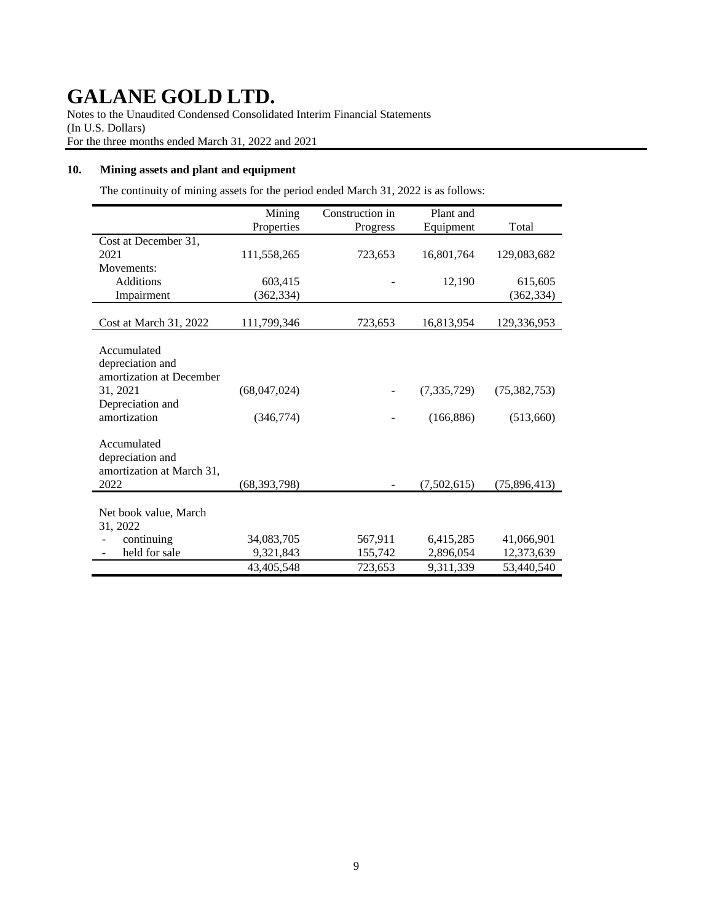# GALANE GOLD LTD.

Notes to the Unaudited Condensed Consolidated Interim Financial Statements
(In U.S. Dollars)
For the three months ended March 31, 2022 and 2021

## 10. Mining assets and plant and equipment

The continuity of mining assets for the period ended March 31, 2022 is as follows:

| | Mining Properties | Construction in Progress | Plant and Equipment | Total |
|---|---|---|---|---|
| Cost at December 31, 2021 | 111,558,265 | 723,653 | 16,801,764 | 129,083,682 |
| Movements: | | | | |
| Additions | 603,415 | - | 12,190 | 615,605 |
| Impairment | (362,334) | | | (362,334) |
| Cost at March 31, 2022 | 111,799,346 | 723,653 | 16,813,954 | 129,336,953 |
| Accumulated depreciation and amortization at December 31, 2021 | (68,047,024) | - | (7,335,729) | (75,382,753) |
| Depreciation and amortization | (346,774) | - | (166,886) | (513,660) |
| Accumulated depreciation and amortization at March 31, 2022 | (68,393,798) | - | (7,502,615) | (75,896,413) |
| Net book value, March 31, 2022 | | | | |
| - continuing | 34,083,705 | 567,911 | 6,415,285 | 41,066,901 |
| - held for sale | 9,321,843 | 155,742 | 2,896,054 | 12,373,639 |
| | 43,405,548 | 723,653 | 9,311,339 | 53,440,540 |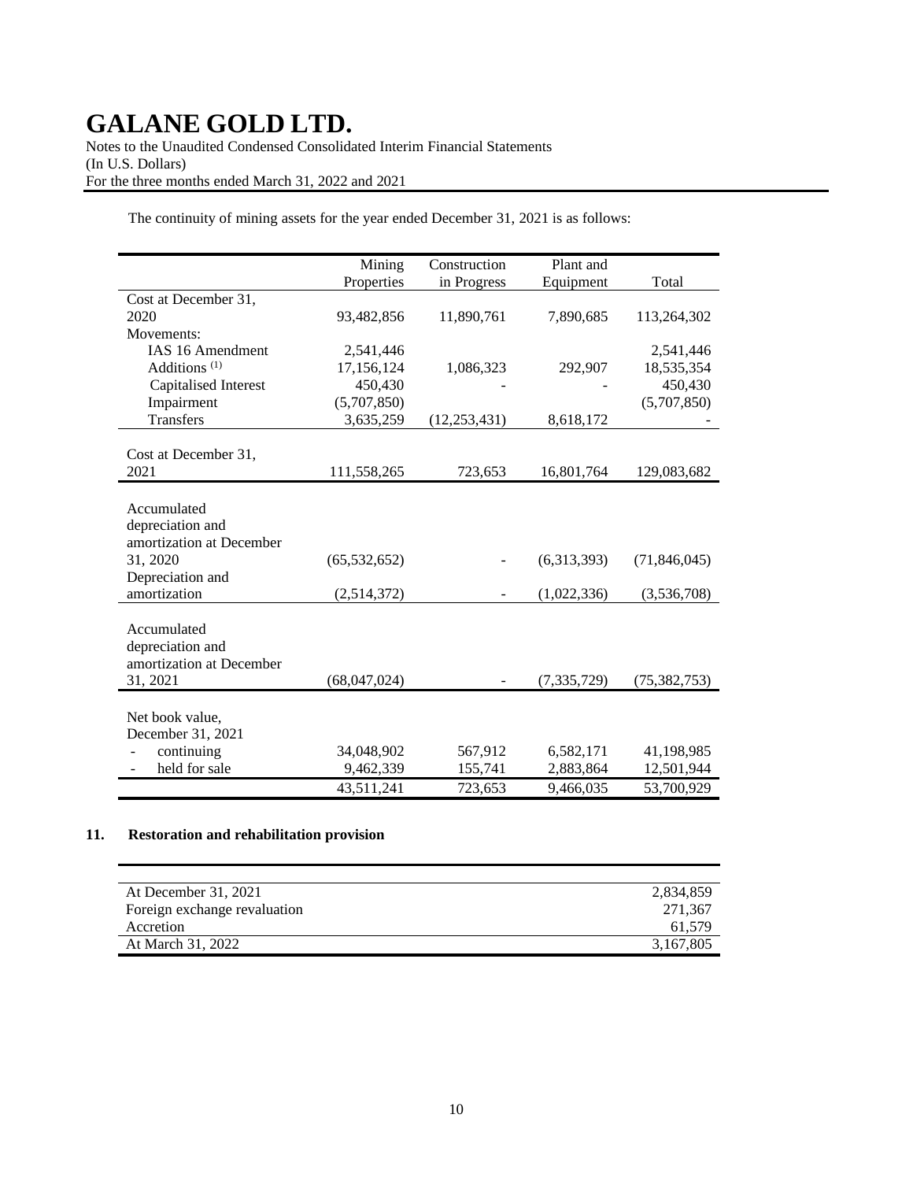The continuity of mining assets for the year ended December 31, 2021 is as follows:

| | Mining Properties | Construction in Progress | Plant and Equipment | Total |
|---|---|---|---|---|
| Cost at December 31, 2020 | 93,482,856 | 11,890,761 | 7,890,685 | 113,264,302 |
| Movements: | | | | |
| IAS 16 Amendment | 2,541,446 | | | 2,541,446 |
| Additions [(1)] | 17,156,124 | 1,086,323 | 292,907 | 18,535,354 |
| Capitalised Interest | 450,430 | - | - | 450,430 |
| Impairment | (5,707,850) | | | (5,707,850) |
| Transfers | 3,635,259 | (12,253,431) | 8,618,172 | - |
| Cost at December 31, 2021 | 111,558,265 | 723,653 | 16,801,764 | 129,083,682 |
| Accumulated depreciation and amortization at December 31, 2020 | (65,532,652) | - | (6,313,393) | (71,846,045) |
| Depreciation and amortization | (2,514,372) | - | (1,022,336) | (3,536,708) |
| Accumulated depreciation and amortization at December 31, 2021 | (68,047,024) | - | (7,335,729) | (75,382,753) |
| Net book value, December 31, 2021 | | | | |
| - continuing | 34,048,902 | 567,912 | 6,582,171 | 41,198,985 |
| - held for sale | 9,462,339 | 155,741 | 2,883,864 | 12,501,944 |
| | 43,511,241 | 723,653 | 9,466,035 | 53,700,929 |

## 11. Restoration and rehabilitation provision

| | |
|---|---|
| At December 31, 2021 | 2,834,859 |
| Foreign exchange revaluation | 271,367 |
| Accretion | 61,579 |
| At March 31, 2022 | 3,167,805 |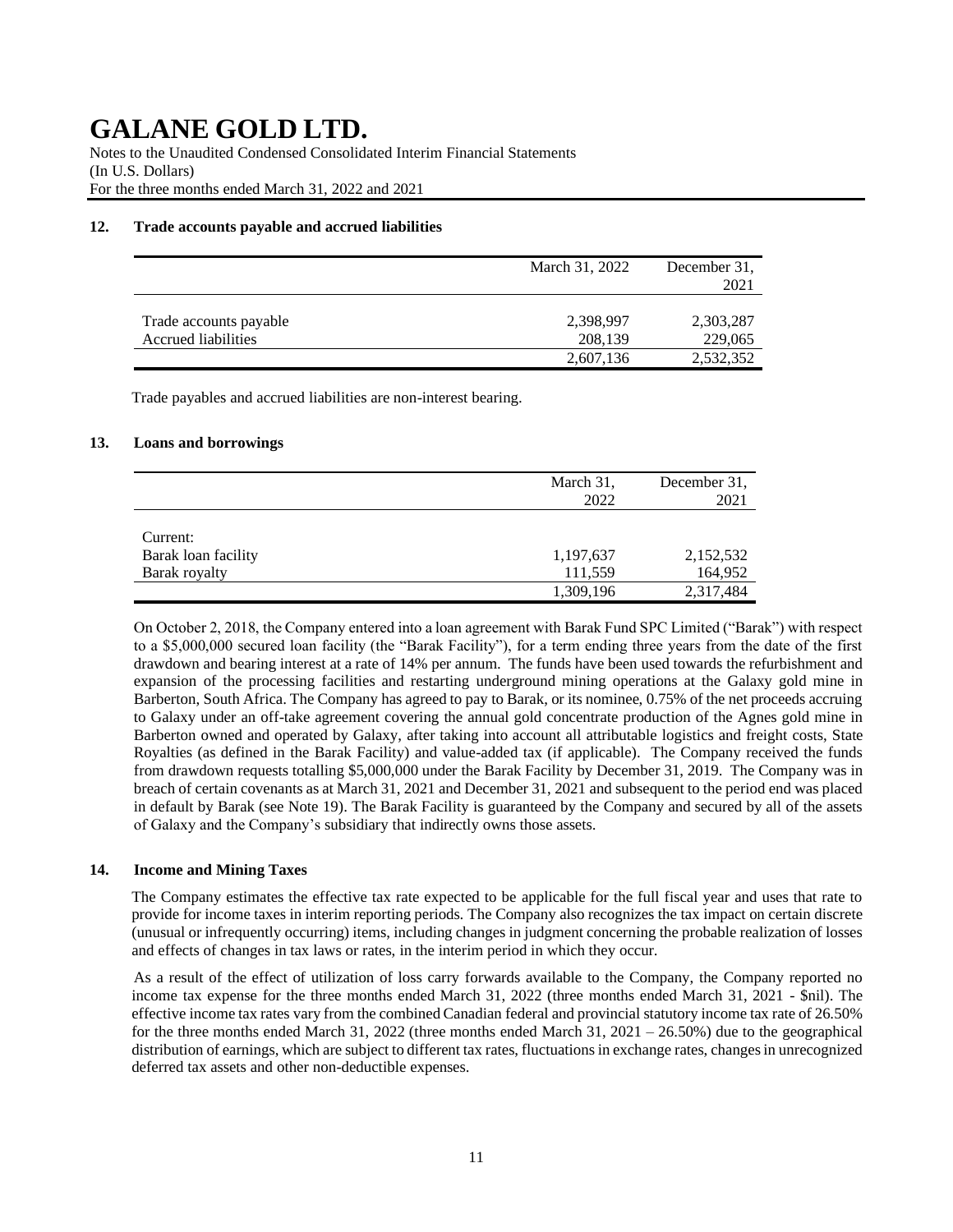## 12. Trade accounts payable and accrued liabilities

| | March 31, 2022 | December 31, 2021 |
|---|---|---|
| Trade accounts payable | 2,398,997 | 2,303,287 |
| Accrued liabilities | 208,139 | 229,065 |
| | 2,607,136 | 2,532,352 |

Trade payables and accrued liabilities are non-interest bearing.

## 13. Loans and borrowings

| | March 31, 2022 | December 31, 2021 |
|---|---|---|
| Current: | | |
| Barak loan facility | 1,197,637 | 2,152,532 |
| Barak royalty | 111,559 | 164,952 |
| | 1,309,196 | 2,317,484 |

On October 2, 2018, the Company entered into a loan agreement with Barak Fund SPC Limited ("Barak") with respect to a $5,000,000 secured loan facility (the "Barak Facility"), for a term ending three years from the date of the first drawdown and bearing interest at a rate of 14% per annum. The funds have been used towards the refurbishment and expansion of the processing facilities and restarting underground mining operations at the Galaxy gold mine in Barberton, South Africa. The Company has agreed to pay to Barak, or its nominee, 0.75% of the net proceeds accruing to Galaxy under an off-take agreement covering the annual gold concentrate production of the Agnes gold mine in Barberton owned and operated by Galaxy, after taking into account all attributable logistics and freight costs, State Royalties (as defined in the Barak Facility) and value-added tax (if applicable). The Company received the funds from drawdown requests totalling $5,000,000 under the Barak Facility by December 31, 2019. The Company was in breach of certain covenants as at March 31, 2021 and December 31, 2021 and subsequent to the period end was placed in default by Barak (see Note 19). The Barak Facility is guaranteed by the Company and secured by all of the assets of Galaxy and the Company's subsidiary that indirectly owns those assets.

## 14. Income and Mining Taxes

The Company estimates the effective tax rate expected to be applicable for the full fiscal year and uses that rate to provide for income taxes in interim reporting periods. The Company also recognizes the tax impact on certain discrete (unusual or infrequently occurring) items, including changes in judgment concerning the probable realization of losses and effects of changes in tax laws or rates, in the interim period in which they occur.

As a result of the effect of utilization of loss carry forwards available to the Company, the Company reported no income tax expense for the three months ended March 31, 2022 (three months ended March 31, 2021 - $nil). The effective income tax rates vary from the combined Canadian federal and provincial statutory income tax rate of 26.50% for the three months ended March 31, 2022 (three months ended March 31, 2021 – 26.50%) due to the geographical distribution of earnings, which are subject to different tax rates, fluctuations in exchange rates, changes in unrecognized deferred tax assets and other non-deductible expenses.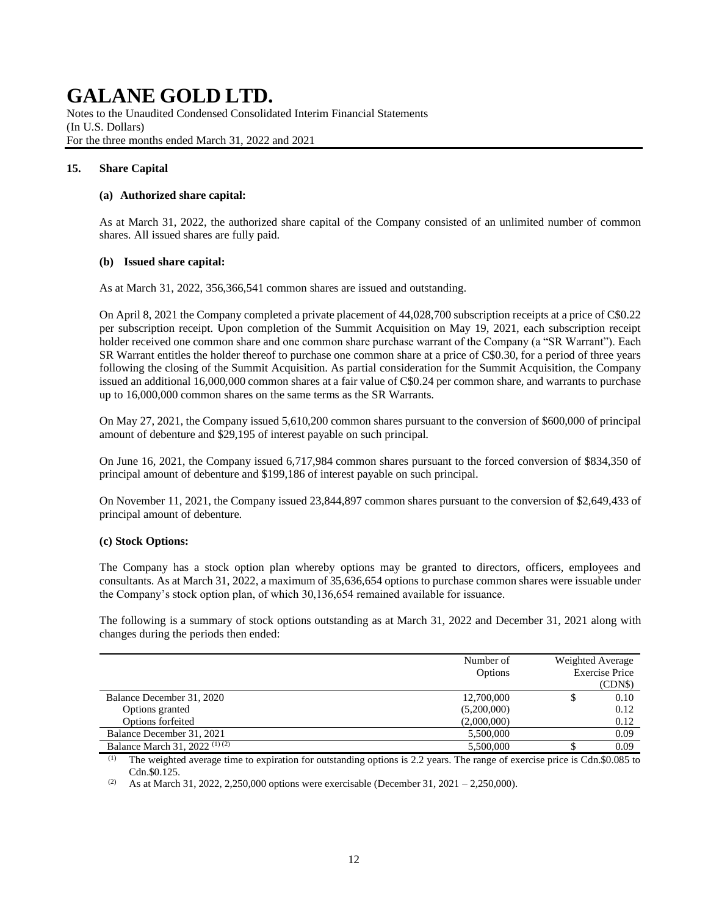# GALANE GOLD LTD.

Notes to the Unaudited Condensed Consolidated Interim Financial Statements
(In U.S. Dollars)
For the three months ended March 31, 2022 and 2021

## 15. Share Capital

### (a) Authorized share capital:

As at March 31, 2022, the authorized share capital of the Company consisted of an unlimited number of common shares. All issued shares are fully paid.

### (b) Issued share capital:

As at March 31, 2022, 356,366,541 common shares are issued and outstanding.

On April 8, 2021 the Company completed a private placement of 44,028,700 subscription receipts at a price of C$0.22 per subscription receipt. Upon completion of the Summit Acquisition on May 19, 2021, each subscription receipt holder received one common share and one common share purchase warrant of the Company (a "SR Warrant"). Each SR Warrant entitles the holder thereof to purchase one common share at a price of C$0.30, for a period of three years following the closing of the Summit Acquisition. As partial consideration for the Summit Acquisition, the Company issued an additional 16,000,000 common shares at a fair value of C$0.24 per common share, and warrants to purchase up to 16,000,000 common shares on the same terms as the SR Warrants.

On May 27, 2021, the Company issued 5,610,200 common shares pursuant to the conversion of $600,000 of principal amount of debenture and $29,195 of interest payable on such principal.

On June 16, 2021, the Company issued 6,717,984 common shares pursuant to the forced conversion of $834,350 of principal amount of debenture and $199,186 of interest payable on such principal.

On November 11, 2021, the Company issued 23,844,897 common shares pursuant to the conversion of $2,649,433 of principal amount of debenture.

### (c) Stock Options:

The Company has a stock option plan whereby options may be granted to directors, officers, employees and consultants. As at March 31, 2022, a maximum of 35,636,654 options to purchase common shares were issuable under the Company's stock option plan, of which 30,136,654 remained available for issuance.

The following is a summary of stock options outstanding as at March 31, 2022 and December 31, 2021 along with changes during the periods then ended:

| | Number of Options | Weighted Average Exercise Price (CDN$) |
|---|---|---|
| Balance December 31, 2020 | 12,700,000 | $ 0.10 |
| Options granted | (5,200,000) | 0.12 |
| Options forfeited | (2,000,000) | 0.12 |
| Balance December 31, 2021 | 5,500,000 | 0.09 |
| Balance March 31, 2022 (1) (2) | 5,500,000 | $ 0.09 |

(1) The weighted average time to expiration for outstanding options is 2.2 years. The range of exercise price is Cdn.$0.085 to Cdn.$0.125.

(2) As at March 31, 2022, 2,250,000 options were exercisable (December 31, 2021 – 2,250,000).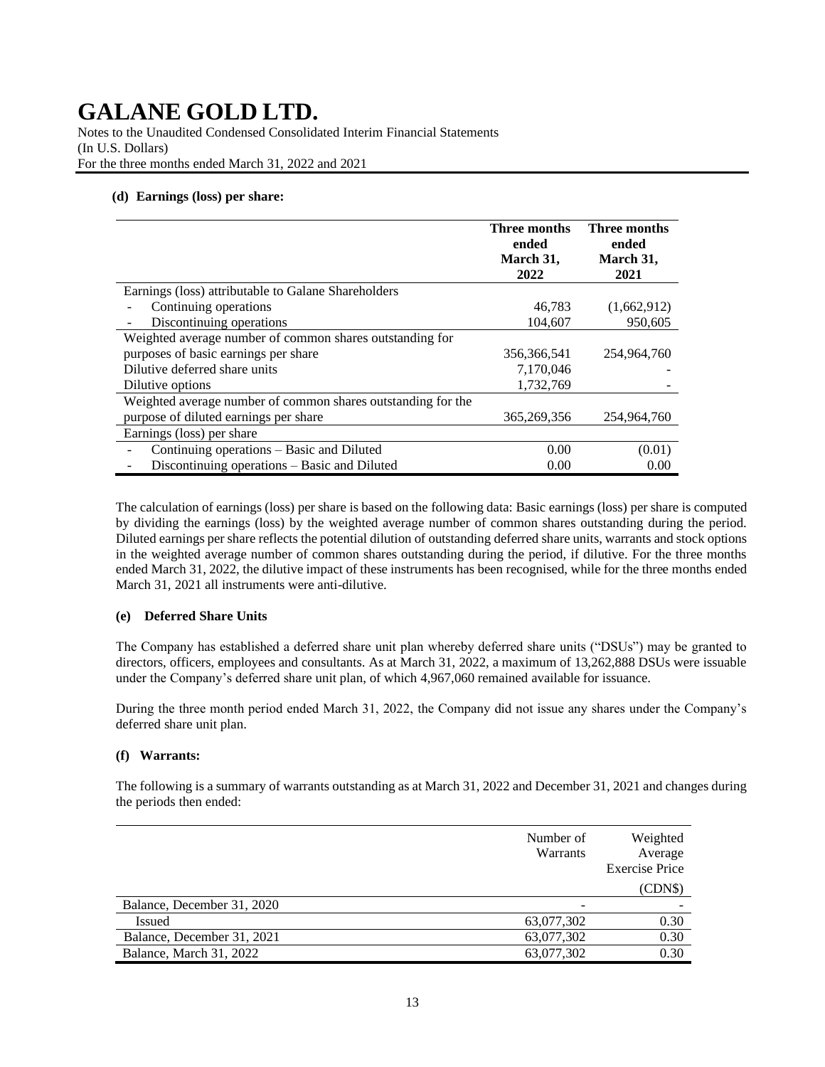**(d) Earnings (loss) per share:**

| | Three months ended March 31, 2022 | Three months ended March 31, 2021 |
|---|---|---|
| Earnings (loss) attributable to Galane Shareholders | | |
| - Continuing operations | 46,783 | (1,662,912) |
| - Discontinuing operations | 104,607 | 950,605 |
| Weighted average number of common shares outstanding for purposes of basic earnings per share | 356,366,541 | 254,964,760 |
| Dilutive deferred share units | 7,170,046 | - |
| Dilutive options | 1,732,769 | - |
| Weighted average number of common shares outstanding for the purpose of diluted earnings per share | 365,269,356 | 254,964,760 |
| Earnings (loss) per share | | |
| - Continuing operations – Basic and Diluted | 0.00 | (0.01) |
| - Discontinuing operations – Basic and Diluted | 0.00 | 0.00 |

The calculation of earnings (loss) per share is based on the following data: Basic earnings (loss) per share is computed by dividing the earnings (loss) by the weighted average number of common shares outstanding during the period. Diluted earnings per share reflects the potential dilution of outstanding deferred share units, warrants and stock options in the weighted average number of common shares outstanding during the period, if dilutive. For the three months ended March 31, 2022, the dilutive impact of these instruments has been recognised, while for the three months ended March 31, 2021 all instruments were anti-dilutive.

**(e) Deferred Share Units**

The Company has established a deferred share unit plan whereby deferred share units ("DSUs") may be granted to directors, officers, employees and consultants. As at March 31, 2022, a maximum of 13,262,888 DSUs were issuable under the Company's deferred share unit plan, of which 4,967,060 remained available for issuance.

During the three month period ended March 31, 2022, the Company did not issue any shares under the Company's deferred share unit plan.

**(f) Warrants:**

The following is a summary of warrants outstanding as at March 31, 2022 and December 31, 2021 and changes during the periods then ended:

| | Number of Warrants | Weighted Average Exercise Price (CDN$) |
|---|---|---|
| Balance, December 31, 2020 | - | - |
| Issued | 63,077,302 | 0.30 |
| Balance, December 31, 2021 | 63,077,302 | 0.30 |
| Balance, March 31, 2022 | 63,077,302 | 0.30 |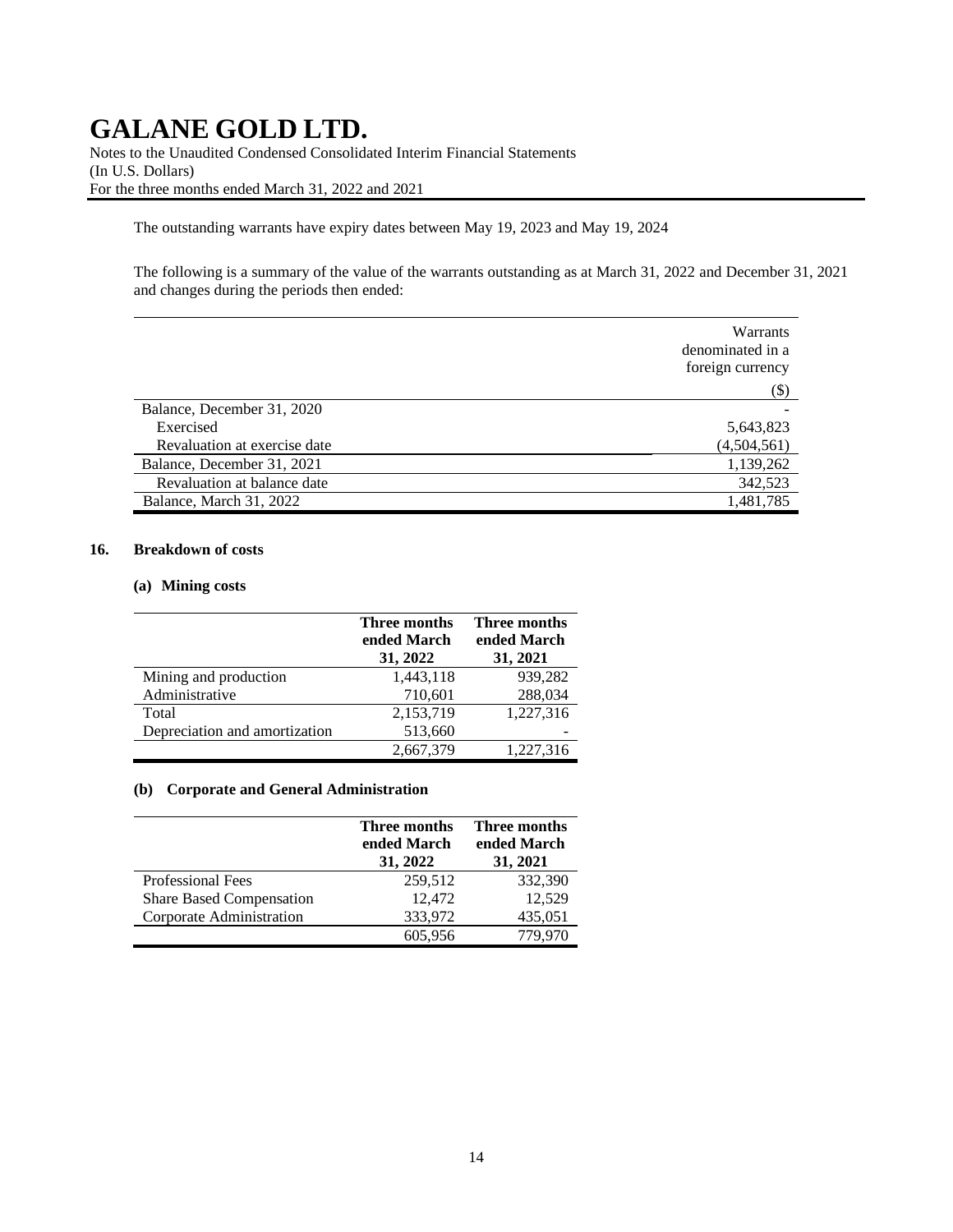The outstanding warrants have expiry dates between May 19, 2023 and May 19, 2024

The following is a summary of the value of the warrants outstanding as at March 31, 2022 and December 31, 2021 and changes during the periods then ended:

| | Warrants denominated in a foreign currency ($) |
|---|---|
| Balance, December 31, 2020 | - |
| Exercised | 5,643,823 |
| Revaluation at exercise date | (4,504,561) |
| Balance, December 31, 2021 | 1,139,262 |
| Revaluation at balance date | 342,523 |
| Balance, March 31, 2022 | 1,481,785 |

## 16. Breakdown of costs

### (a) Mining costs

| | **Three months ended March 31, 2022** | **Three months ended March 31, 2021** |
|---|---|---|
| Mining and production | 1,443,118 | 939,282 |
| Administrative | 710,601 | 288,034 |
| Total | 2,153,719 | 1,227,316 |
| Depreciation and amortization | 513,660 | - |
| | 2,667,379 | 1,227,316 |

### (b) Corporate and General Administration

| | **Three months ended March 31, 2022** | **Three months ended March 31, 2021** |
|---|---|---|
| Professional Fees | 259,512 | 332,390 |
| Share Based Compensation | 12,472 | 12,529 |
| Corporate Administration | 333,972 | 435,051 |
| | 605,956 | 779,970 |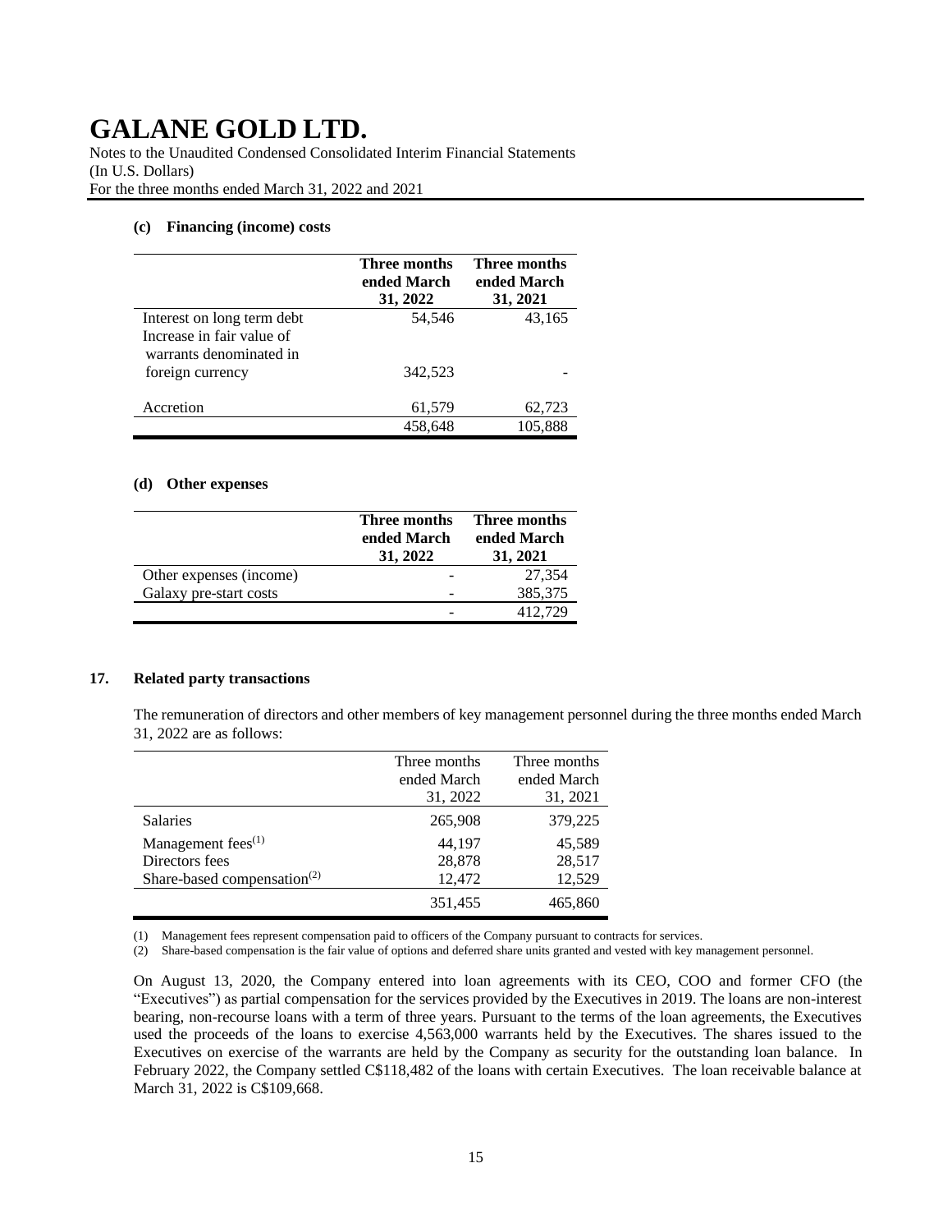**(c) Financing (income) costs**

| | Three months ended March 31, 2022 | Three months ended March 31, 2021 |
|---|---|---|
| Interest on long term debt | 54,546 | 43,165 |
| Increase in fair value of warrants denominated in foreign currency | 342,523 | - |
| Accretion | 61,579 | 62,723 |
| | 458,648 | 105,888 |

**(d) Other expenses**

| | Three months ended March 31, 2022 | Three months ended March 31, 2021 |
|---|---|---|
| Other expenses (income) | - | 27,354 |
| Galaxy pre-start costs | - | 385,375 |
| | - | 412,729 |

## 17. Related party transactions

The remuneration of directors and other members of key management personnel during the three months ended March 31, 2022 are as follows:

| | Three months ended March 31, 2022 | Three months ended March 31, 2021 |
|---|---|---|
| Salaries | 265,908 | 379,225 |
| Management fees[(1)] | 44,197 | 45,589 |
| Directors fees | 28,878 | 28,517 |
| Share-based compensation[(2)] | 12,472 | 12,529 |
| | 351,455 | 465,860 |

(1) Management fees represent compensation paid to officers of the Company pursuant to contracts for services.
(2) Share-based compensation is the fair value of options and deferred share units granted and vested with key management personnel.

On August 13, 2020, the Company entered into loan agreements with its CEO, COO and former CFO (the "Executives") as partial compensation for the services provided by the Executives in 2019. The loans are non-interest bearing, non-recourse loans with a term of three years. Pursuant to the terms of the loan agreements, the Executives used the proceeds of the loans to exercise 4,563,000 warrants held by the Executives. The shares issued to the Executives on exercise of the warrants are held by the Company as security for the outstanding loan balance. In February 2022, the Company settled C$118,482 of the loans with certain Executives. The loan receivable balance at March 31, 2022 is C$109,668.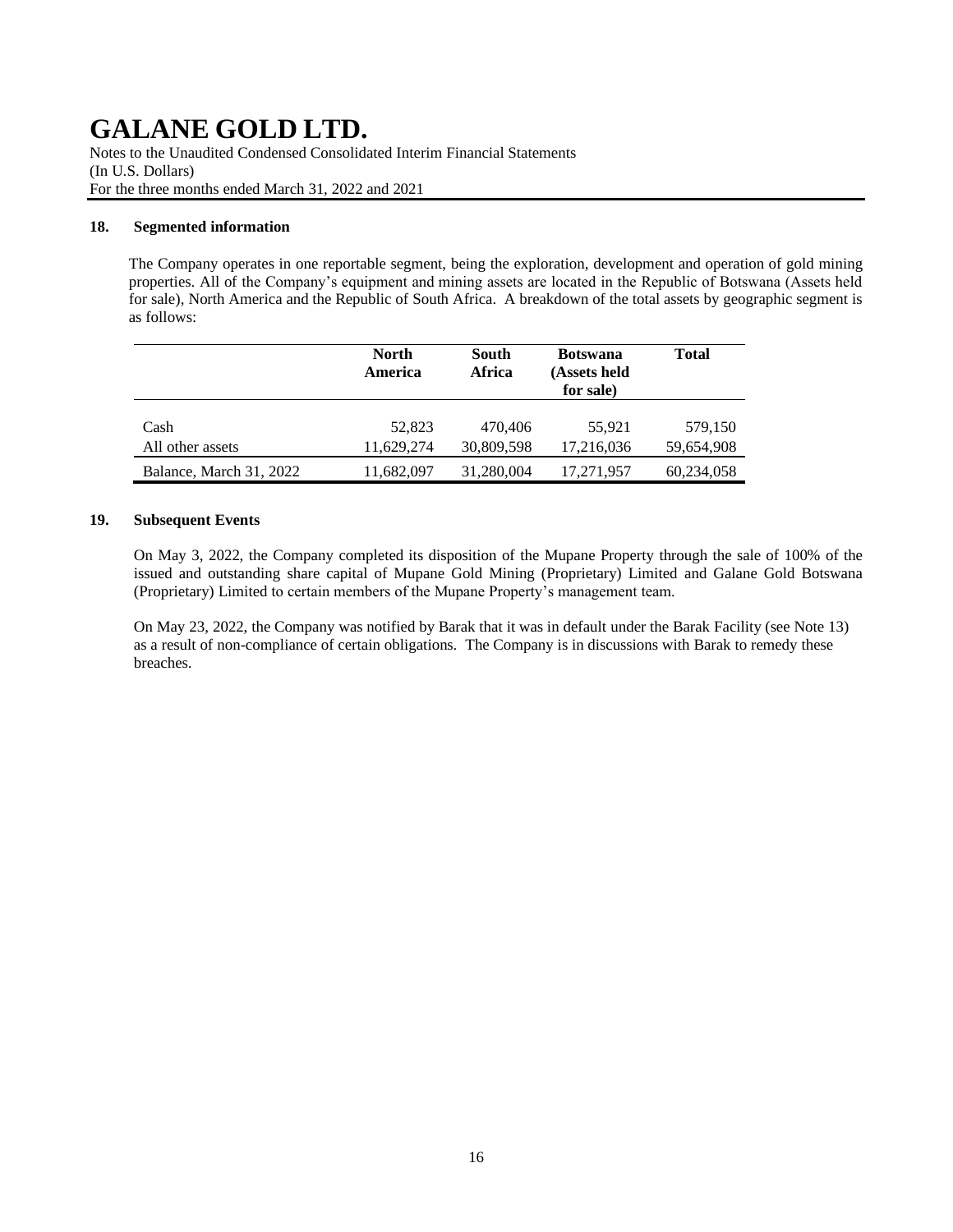# GALANE GOLD LTD.

Notes to the Unaudited Condensed Consolidated Interim Financial Statements
(In U.S. Dollars)
For the three months ended March 31, 2022 and 2021

## 18. Segmented information

The Company operates in one reportable segment, being the exploration, development and operation of gold mining properties. All of the Company's equipment and mining assets are located in the Republic of Botswana (Assets held for sale), North America and the Republic of South Africa. A breakdown of the total assets by geographic segment is as follows:

| | North America | South Africa | Botswana (Assets held for sale) | Total |
|---|---|---|---|---|
| Cash | 52,823 | 470,406 | 55,921 | 579,150 |
| All other assets | 11,629,274 | 30,809,598 | 17,216,036 | 59,654,908 |
| Balance, March 31, 2022 | 11,682,097 | 31,280,004 | 17,271,957 | 60,234,058 |

## 19. Subsequent Events

On May 3, 2022, the Company completed its disposition of the Mupane Property through the sale of 100% of the issued and outstanding share capital of Mupane Gold Mining (Proprietary) Limited and Galane Gold Botswana (Proprietary) Limited to certain members of the Mupane Property's management team.

On May 23, 2022, the Company was notified by Barak that it was in default under the Barak Facility (see Note 13) as a result of non-compliance of certain obligations. The Company is in discussions with Barak to remedy these breaches.